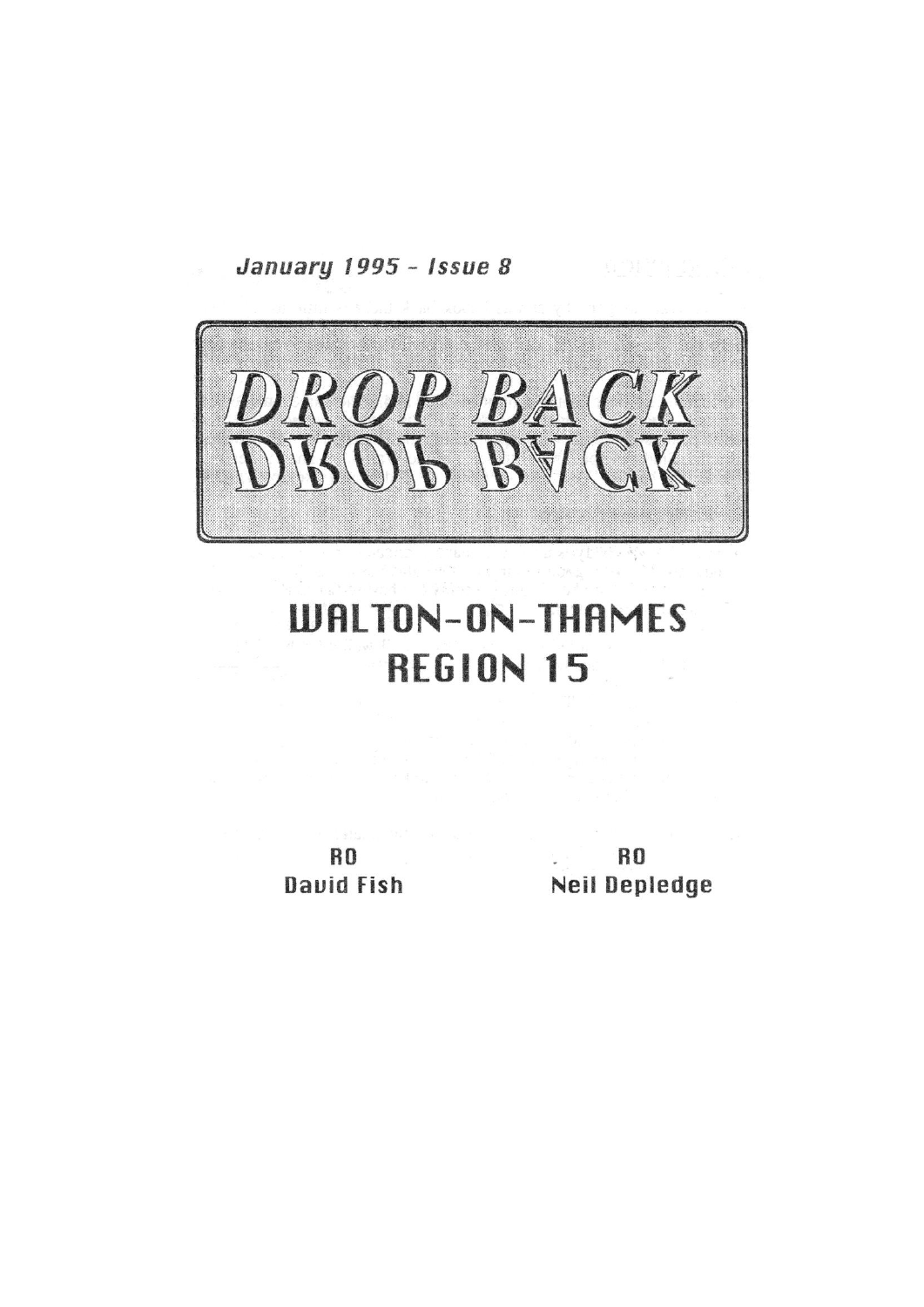*January 1995 - Issue 8*

# DROP BACK

## WALTON-ON-THAMES
## REGION 15

RO
David Fish

RO
Neil Depledge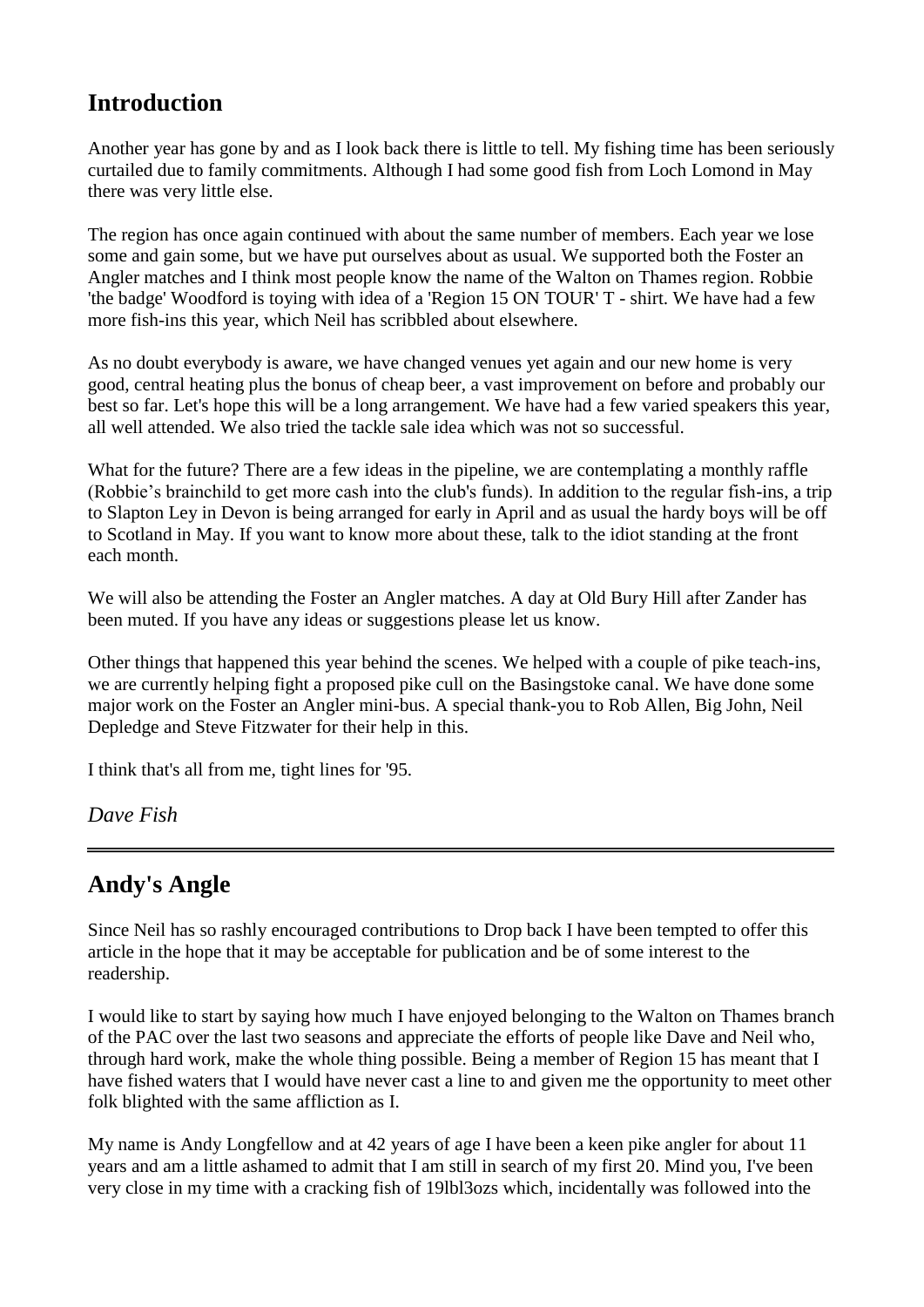## Introduction

Another year has gone by and as I look back there is little to tell. My fishing time has been seriously curtailed due to family commitments. Although I had some good fish from Loch Lomond in May there was very little else.

The region has once again continued with about the same number of members. Each year we lose some and gain some, but we have put ourselves about as usual. We supported both the Foster an Angler matches and I think most people know the name of the Walton on Thames region. Robbie 'the badge' Woodford is toying with idea of a 'Region 15 ON TOUR' T - shirt. We have had a few more fish-ins this year, which Neil has scribbled about elsewhere.

As no doubt everybody is aware, we have changed venues yet again and our new home is very good, central heating plus the bonus of cheap beer, a vast improvement on before and probably our best so far. Let's hope this will be a long arrangement. We have had a few varied speakers this year, all well attended. We also tried the tackle sale idea which was not so successful.

What for the future? There are a few ideas in the pipeline, we are contemplating a monthly raffle (Robbie's brainchild to get more cash into the club's funds). In addition to the regular fish-ins, a trip to Slapton Ley in Devon is being arranged for early in April and as usual the hardy boys will be off to Scotland in May. If you want to know more about these, talk to the idiot standing at the front each month.

We will also be attending the Foster an Angler matches. A day at Old Bury Hill after Zander has been muted. If you have any ideas or suggestions please let us know.

Other things that happened this year behind the scenes. We helped with a couple of pike teach-ins, we are currently helping fight a proposed pike cull on the Basingstoke canal. We have done some major work on the Foster an Angler mini-bus. A special thank-you to Rob Allen, Big John, Neil Depledge and Steve Fitzwater for their help in this.

I think that's all from me, tight lines for '95.

*Dave Fish*

---

## Andy's Angle

Since Neil has so rashly encouraged contributions to Drop back I have been tempted to offer this article in the hope that it may be acceptable for publication and be of some interest to the readership.

I would like to start by saying how much I have enjoyed belonging to the Walton on Thames branch of the PAC over the last two seasons and appreciate the efforts of people like Dave and Neil who, through hard work, make the whole thing possible. Being a member of Region 15 has meant that I have fished waters that I would have never cast a line to and given me the opportunity to meet other folk blighted with the same affliction as I.

My name is Andy Longfellow and at 42 years of age I have been a keen pike angler for about 11 years and am a little ashamed to admit that I am still in search of my first 20. Mind you, I've been very close in my time with a cracking fish of 19lbl3ozs which, incidentally was followed into the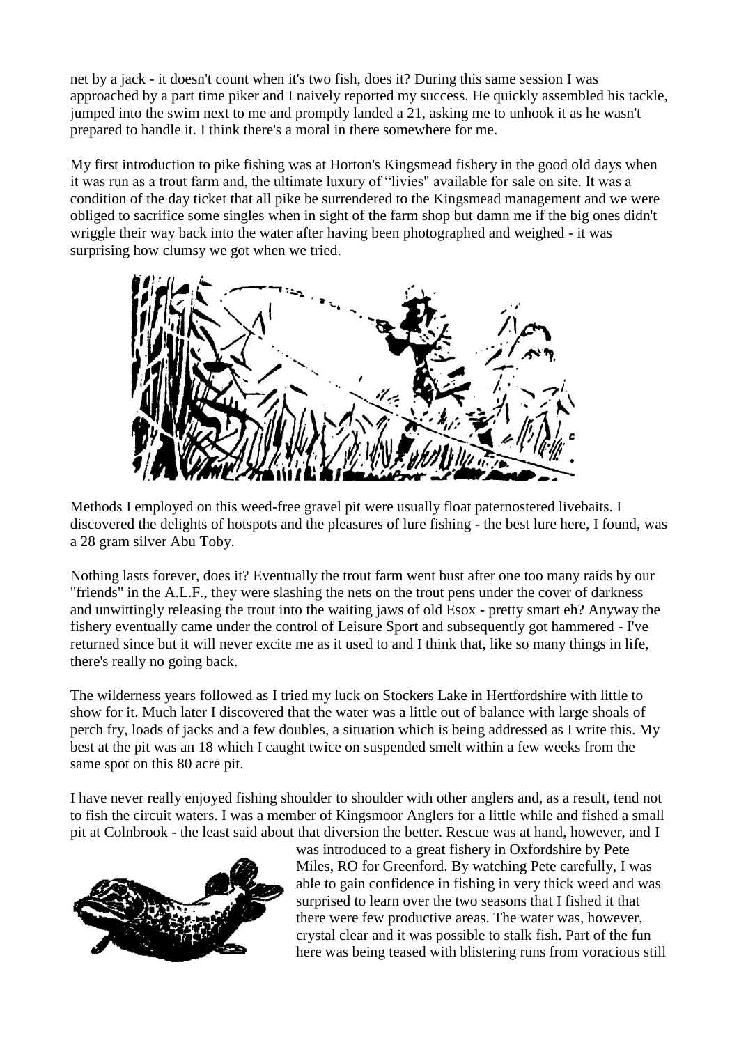net by a jack - it doesn't count when it's two fish, does it? During this same session I was approached by a part time piker and I naively reported my success. He quickly assembled his tackle, jumped into the swim next to me and promptly landed a 21, asking me to unhook it as he wasn't prepared to handle it. I think there's a moral in there somewhere for me.

My first introduction to pike fishing was at Horton's Kingsmead fishery in the good old days when it was run as a trout farm and, the ultimate luxury of "livies" available for sale on site. It was a condition of the day ticket that all pike be surrendered to the Kingsmead management and we were obliged to sacrifice some singles when in sight of the farm shop but damn me if the big ones didn't wriggle their way back into the water after having been photographed and weighed - it was surprising how clumsy we got when we tried.

Methods I employed on this weed-free gravel pit were usually float paternostered livebaits. I discovered the delights of hotspots and the pleasures of lure fishing - the best lure here, I found, was a 28 gram silver Abu Toby.

Nothing lasts forever, does it? Eventually the trout farm went bust after one too many raids by our "friends" in the A.L.F., they were slashing the nets on the trout pens under the cover of darkness and unwittingly releasing the trout into the waiting jaws of old Esox - pretty smart eh? Anyway the fishery eventually came under the control of Leisure Sport and subsequently got hammered - I've returned since but it will never excite me as it used to and I think that, like so many things in life, there's really no going back.

The wilderness years followed as I tried my luck on Stockers Lake in Hertfordshire with little to show for it. Much later I discovered that the water was a little out of balance with large shoals of perch fry, loads of jacks and a few doubles, a situation which is being addressed as I write this. My best at the pit was an 18 which I caught twice on suspended smelt within a few weeks from the same spot on this 80 acre pit.

I have never really enjoyed fishing shoulder to shoulder with other anglers and, as a result, tend not to fish the circuit waters. I was a member of Kingsmoor Anglers for a little while and fished a small pit at Colnbrook - the least said about that diversion the better. Rescue was at hand, however, and I was introduced to a great fishery in Oxfordshire by Pete Miles, RO for Greenford. By watching Pete carefully, I was able to gain confidence in fishing in very thick weed and was surprised to learn over the two seasons that I fished it that there were few productive areas. The water was, however, crystal clear and it was possible to stalk fish. Part of the fun here was being teased with blistering runs from voracious still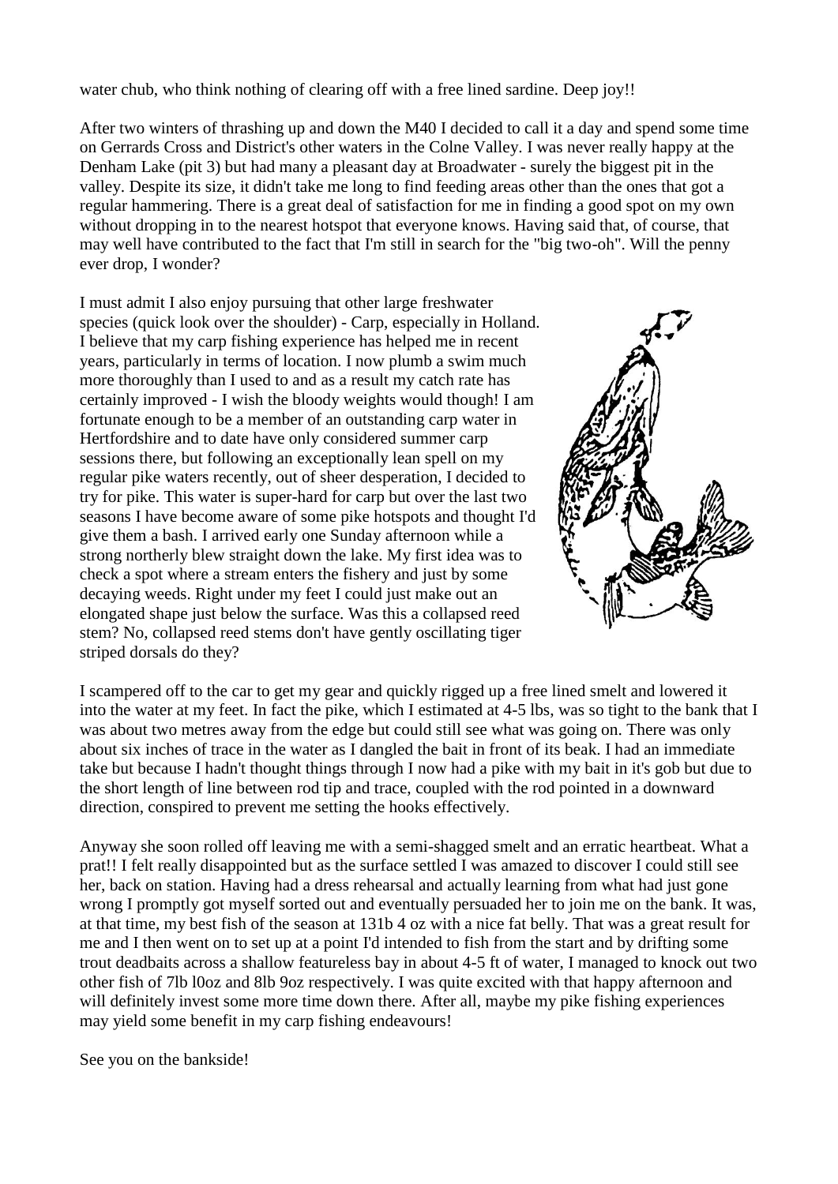water chub, who think nothing of clearing off with a free lined sardine. Deep joy!!

After two winters of thrashing up and down the M40 I decided to call it a day and spend some time on Gerrards Cross and District's other waters in the Colne Valley. I was never really happy at the Denham Lake (pit 3) but had many a pleasant day at Broadwater - surely the biggest pit in the valley. Despite its size, it didn't take me long to find feeding areas other than the ones that got a regular hammering. There is a great deal of satisfaction for me in finding a good spot on my own without dropping in to the nearest hotspot that everyone knows. Having said that, of course, that may well have contributed to the fact that I'm still in search for the "big two-oh". Will the penny ever drop, I wonder?

I must admit I also enjoy pursuing that other large freshwater species (quick look over the shoulder) - Carp, especially in Holland. I believe that my carp fishing experience has helped me in recent years, particularly in terms of location. I now plumb a swim much more thoroughly than I used to and as a result my catch rate has certainly improved - I wish the bloody weights would though! I am fortunate enough to be a member of an outstanding carp water in Hertfordshire and to date have only considered summer carp sessions there, but following an exceptionally lean spell on my regular pike waters recently, out of sheer desperation, I decided to try for pike. This water is super-hard for carp but over the last two seasons I have become aware of some pike hotspots and thought I'd give them a bash. I arrived early one Sunday afternoon while a strong northerly blew straight down the lake. My first idea was to check a spot where a stream enters the fishery and just by some decaying weeds. Right under my feet I could just make out an elongated shape just below the surface. Was this a collapsed reed stem? No, collapsed reed stems don't have gently oscillating tiger striped dorsals do they?

I scampered off to the car to get my gear and quickly rigged up a free lined smelt and lowered it into the water at my feet. In fact the pike, which I estimated at 4-5 lbs, was so tight to the bank that I was about two metres away from the edge but could still see what was going on. There was only about six inches of trace in the water as I dangled the bait in front of its beak. I had an immediate take but because I hadn't thought things through I now had a pike with my bait in it's gob but due to the short length of line between rod tip and trace, coupled with the rod pointed in a downward direction, conspired to prevent me setting the hooks effectively.

Anyway she soon rolled off leaving me with a semi-shagged smelt and an erratic heartbeat. What a prat!! I felt really disappointed but as the surface settled I was amazed to discover I could still see her, back on station. Having had a dress rehearsal and actually learning from what had just gone wrong I promptly got myself sorted out and eventually persuaded her to join me on the bank. It was, at that time, my best fish of the season at 131b 4 oz with a nice fat belly. That was a great result for me and I then went on to set up at a point I'd intended to fish from the start and by drifting some trout deadbaits across a shallow featureless bay in about 4-5 ft of water, I managed to knock out two other fish of 7lb l0oz and 8lb 9oz respectively. I was quite excited with that happy afternoon and will definitely invest some more time down there. After all, maybe my pike fishing experiences may yield some benefit in my carp fishing endeavours!

See you on the bankside!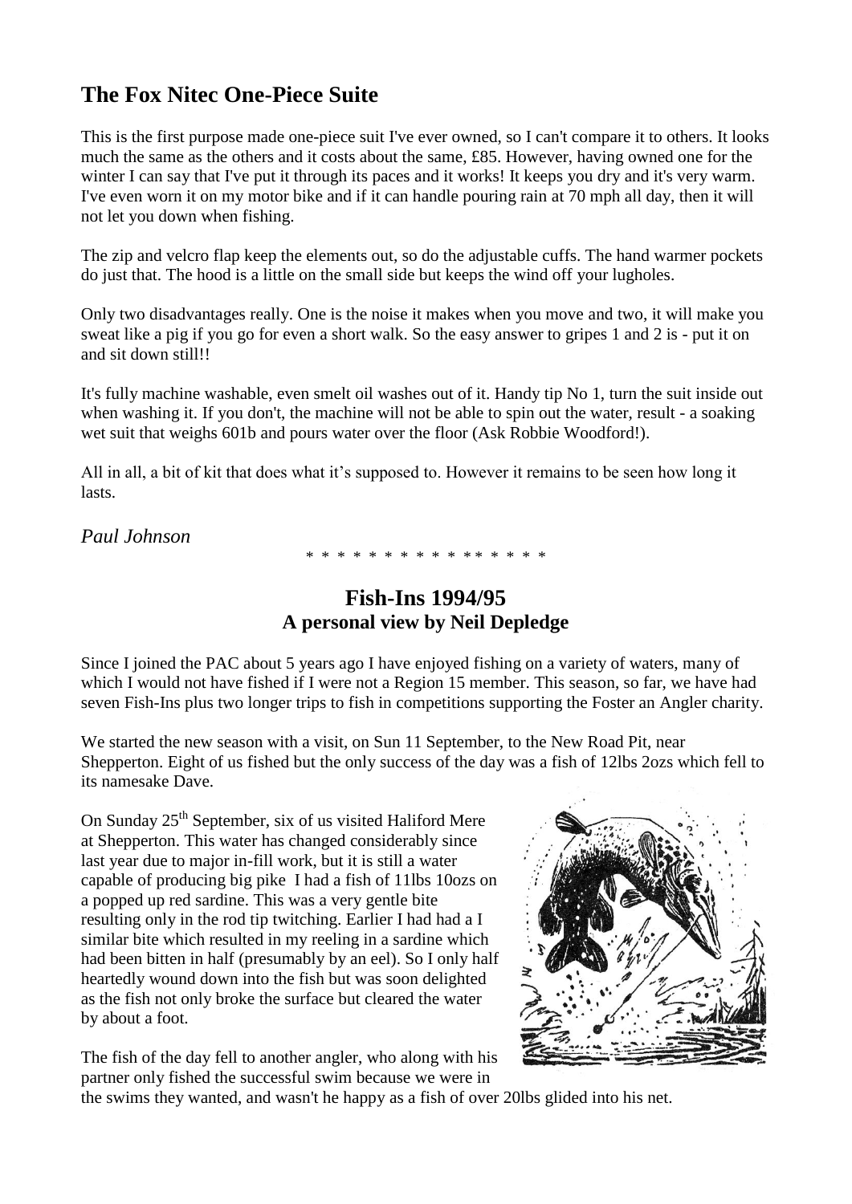## The Fox Nitec One-Piece Suite

This is the first purpose made one-piece suit I've ever owned, so I can't compare it to others. It looks much the same as the others and it costs about the same, £85. However, having owned one for the winter I can say that I've put it through its paces and it works! It keeps you dry and it's very warm. I've even worn it on my motor bike and if it can handle pouring rain at 70 mph all day, then it will not let you down when fishing.

The zip and velcro flap keep the elements out, so do the adjustable cuffs. The hand warmer pockets do just that. The hood is a little on the small side but keeps the wind off your lugholes.

Only two disadvantages really. One is the noise it makes when you move and two, it will make you sweat like a pig if you go for even a short walk. So the easy answer to gripes 1 and 2 is - put it on and sit down still!!

It's fully machine washable, even smelt oil washes out of it. Handy tip No 1, turn the suit inside out when washing it. If you don't, the machine will not be able to spin out the water, result - a soaking wet suit that weighs 601b and pours water over the floor (Ask Robbie Woodford!).

All in all, a bit of kit that does what it's supposed to. However it remains to be seen how long it lasts.

*Paul Johnson*

\* \* \* \* \* \* \* \* \* \* \* \* \* \* \* \* \*

## Fish-Ins 1994/95
### A personal view by Neil Depledge

Since I joined the PAC about 5 years ago I have enjoyed fishing on a variety of waters, many of which I would not have fished if I were not a Region 15 member. This season, so far, we have had seven Fish-Ins plus two longer trips to fish in competitions supporting the Foster an Angler charity.

We started the new season with a visit, on Sun 11 September, to the New Road Pit, near Shepperton. Eight of us fished but the only success of the day was a fish of 12lbs 2ozs which fell to its namesake Dave.

On Sunday 25th September, six of us visited Haliford Mere at Shepperton. This water has changed considerably since last year due to major in-fill work, but it is still a water capable of producing big pike I had a fish of 11lbs 10ozs on a popped up red sardine. This was a very gentle bite resulting only in the rod tip twitching. Earlier I had had a I similar bite which resulted in my reeling in a sardine which had been bitten in half (presumably by an eel). So I only half heartedly wound down into the fish but was soon delighted as the fish not only broke the surface but cleared the water by about a foot.

The fish of the day fell to another angler, who along with his partner only fished the successful swim because we were in the swims they wanted, and wasn't he happy as a fish of over 20lbs glided into his net.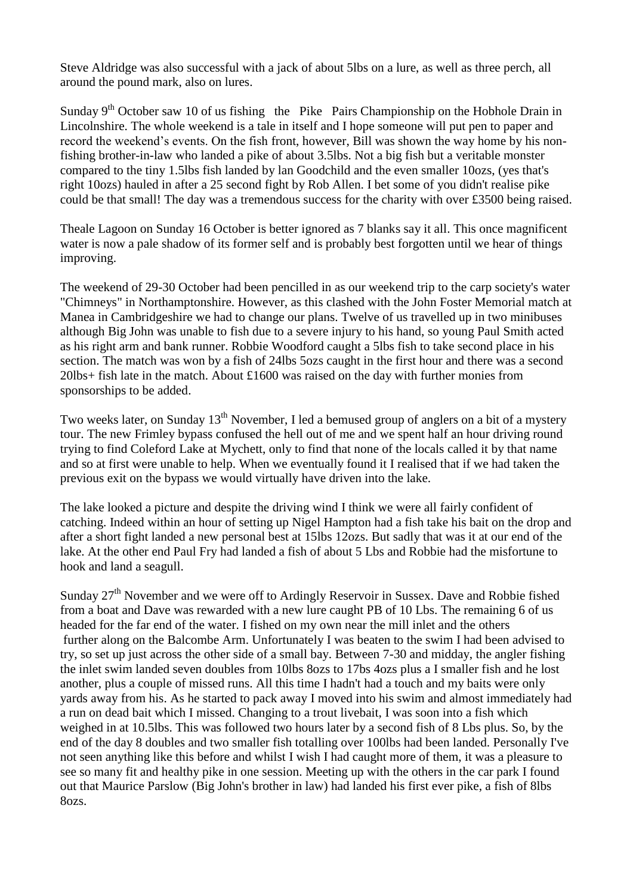Steve Aldridge was also successful with a jack of about 5lbs on a lure, as well as three perch, all around the pound mark, also on lures.

Sunday 9th October saw 10 of us fishing the Pike Pairs Championship on the Hobhole Drain in Lincolnshire. The whole weekend is a tale in itself and I hope someone will put pen to paper and record the weekend's events. On the fish front, however, Bill was shown the way home by his non-fishing brother-in-law who landed a pike of about 3.5lbs. Not a big fish but a veritable monster compared to the tiny 1.5lbs fish landed by Ian Goodchild and the even smaller 10ozs, (yes that's right 10ozs) hauled in after a 25 second fight by Rob Allen. I bet some of you didn't realise pike could be that small! The day was a tremendous success for the charity with over £3500 being raised.

Theale Lagoon on Sunday 16 October is better ignored as 7 blanks say it all. This once magnificent water is now a pale shadow of its former self and is probably best forgotten until we hear of things improving.

The weekend of 29-30 October had been pencilled in as our weekend trip to the carp society's water "Chimneys" in Northamptonshire. However, as this clashed with the John Foster Memorial match at Manea in Cambridgeshire we had to change our plans. Twelve of us travelled up in two minibuses although Big John was unable to fish due to a severe injury to his hand, so young Paul Smith acted as his right arm and bank runner. Robbie Woodford caught a 5lbs fish to take second place in his section. The match was won by a fish of 24lbs 5ozs caught in the first hour and there was a second 20lbs+ fish late in the match. About £1600 was raised on the day with further monies from sponsorships to be added.

Two weeks later, on Sunday 13th November, I led a bemused group of anglers on a bit of a mystery tour. The new Frimley bypass confused the hell out of me and we spent half an hour driving round trying to find Coleford Lake at Mychett, only to find that none of the locals called it by that name and so at first were unable to help. When we eventually found it I realised that if we had taken the previous exit on the bypass we would virtually have driven into the lake.

The lake looked a picture and despite the driving wind I think we were all fairly confident of catching. Indeed within an hour of setting up Nigel Hampton had a fish take his bait on the drop and after a short fight landed a new personal best at 15lbs 12ozs. But sadly that was it at our end of the lake. At the other end Paul Fry had landed a fish of about 5 Lbs and Robbie had the misfortune to hook and land a seagull.

Sunday 27th November and we were off to Ardingly Reservoir in Sussex. Dave and Robbie fished from a boat and Dave was rewarded with a new lure caught PB of 10 Lbs. The remaining 6 of us headed for the far end of the water. I fished on my own near the mill inlet and the others further along on the Balcombe Arm. Unfortunately I was beaten to the swim I had been advised to try, so set up just across the other side of a small bay. Between 7-30 and midday, the angler fishing the inlet swim landed seven doubles from 10lbs 8ozs to 17bs 4ozs plus a I smaller fish and he lost another, plus a couple of missed runs. All this time I hadn't had a touch and my baits were only yards away from his. As he started to pack away I moved into his swim and almost immediately had a run on dead bait which I missed. Changing to a trout livebait, I was soon into a fish which weighed in at 10.5lbs. This was followed two hours later by a second fish of 8 Lbs plus. So, by the end of the day 8 doubles and two smaller fish totalling over 100lbs had been landed. Personally I've not seen anything like this before and whilst I wish I had caught more of them, it was a pleasure to see so many fit and healthy pike in one session. Meeting up with the others in the car park I found out that Maurice Parslow (Big John's brother in law) had landed his first ever pike, a fish of 8lbs 8ozs.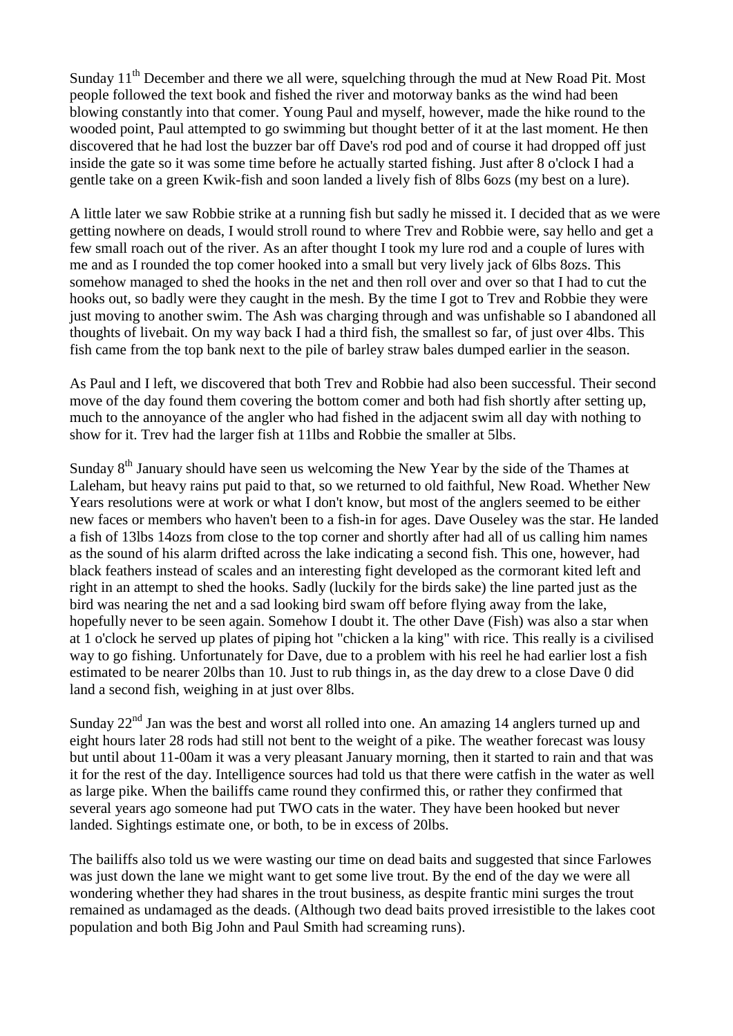Sunday 11th December and there we all were, squelching through the mud at New Road Pit. Most people followed the text book and fished the river and motorway banks as the wind had been blowing constantly into that comer. Young Paul and myself, however, made the hike round to the wooded point, Paul attempted to go swimming but thought better of it at the last moment. He then discovered that he had lost the buzzer bar off Dave's rod pod and of course it had dropped off just inside the gate so it was some time before he actually started fishing. Just after 8 o'clock I had a gentle take on a green Kwik-fish and soon landed a lively fish of 8lbs 6ozs (my best on a lure).

A little later we saw Robbie strike at a running fish but sadly he missed it. I decided that as we were getting nowhere on deads, I would stroll round to where Trev and Robbie were, say hello and get a few small roach out of the river. As an after thought I took my lure rod and a couple of lures with me and as I rounded the top comer hooked into a small but very lively jack of 6lbs 8ozs. This somehow managed to shed the hooks in the net and then roll over and over so that I had to cut the hooks out, so badly were they caught in the mesh. By the time I got to Trev and Robbie they were just moving to another swim. The Ash was charging through and was unfishable so I abandoned all thoughts of livebait. On my way back I had a third fish, the smallest so far, of just over 4lbs. This fish came from the top bank next to the pile of barley straw bales dumped earlier in the season.

As Paul and I left, we discovered that both Trev and Robbie had also been successful. Their second move of the day found them covering the bottom comer and both had fish shortly after setting up, much to the annoyance of the angler who had fished in the adjacent swim all day with nothing to show for it. Trev had the larger fish at 11lbs and Robbie the smaller at 5lbs.

Sunday 8th January should have seen us welcoming the New Year by the side of the Thames at Laleham, but heavy rains put paid to that, so we returned to old faithful, New Road. Whether New Years resolutions were at work or what I don't know, but most of the anglers seemed to be either new faces or members who haven't been to a fish-in for ages. Dave Ouseley was the star. He landed a fish of 13lbs 14ozs from close to the top corner and shortly after had all of us calling him names as the sound of his alarm drifted across the lake indicating a second fish. This one, however, had black feathers instead of scales and an interesting fight developed as the cormorant kited left and right in an attempt to shed the hooks. Sadly (luckily for the birds sake) the line parted just as the bird was nearing the net and a sad looking bird swam off before flying away from the lake, hopefully never to be seen again. Somehow I doubt it. The other Dave (Fish) was also a star when at 1 o'clock he served up plates of piping hot "chicken a la king" with rice. This really is a civilised way to go fishing. Unfortunately for Dave, due to a problem with his reel he had earlier lost a fish estimated to be nearer 20lbs than 10. Just to rub things in, as the day drew to a close Dave 0 did land a second fish, weighing in at just over 8lbs.

Sunday 22nd Jan was the best and worst all rolled into one. An amazing 14 anglers turned up and eight hours later 28 rods had still not bent to the weight of a pike. The weather forecast was lousy but until about 11-00am it was a very pleasant January morning, then it started to rain and that was it for the rest of the day. Intelligence sources had told us that there were catfish in the water as well as large pike. When the bailiffs came round they confirmed this, or rather they confirmed that several years ago someone had put TWO cats in the water. They have been hooked but never landed. Sightings estimate one, or both, to be in excess of 20lbs.

The bailiffs also told us we were wasting our time on dead baits and suggested that since Farlowes was just down the lane we might want to get some live trout. By the end of the day we were all wondering whether they had shares in the trout business, as despite frantic mini surges the trout remained as undamaged as the deads. (Although two dead baits proved irresistible to the lakes coot population and both Big John and Paul Smith had screaming runs).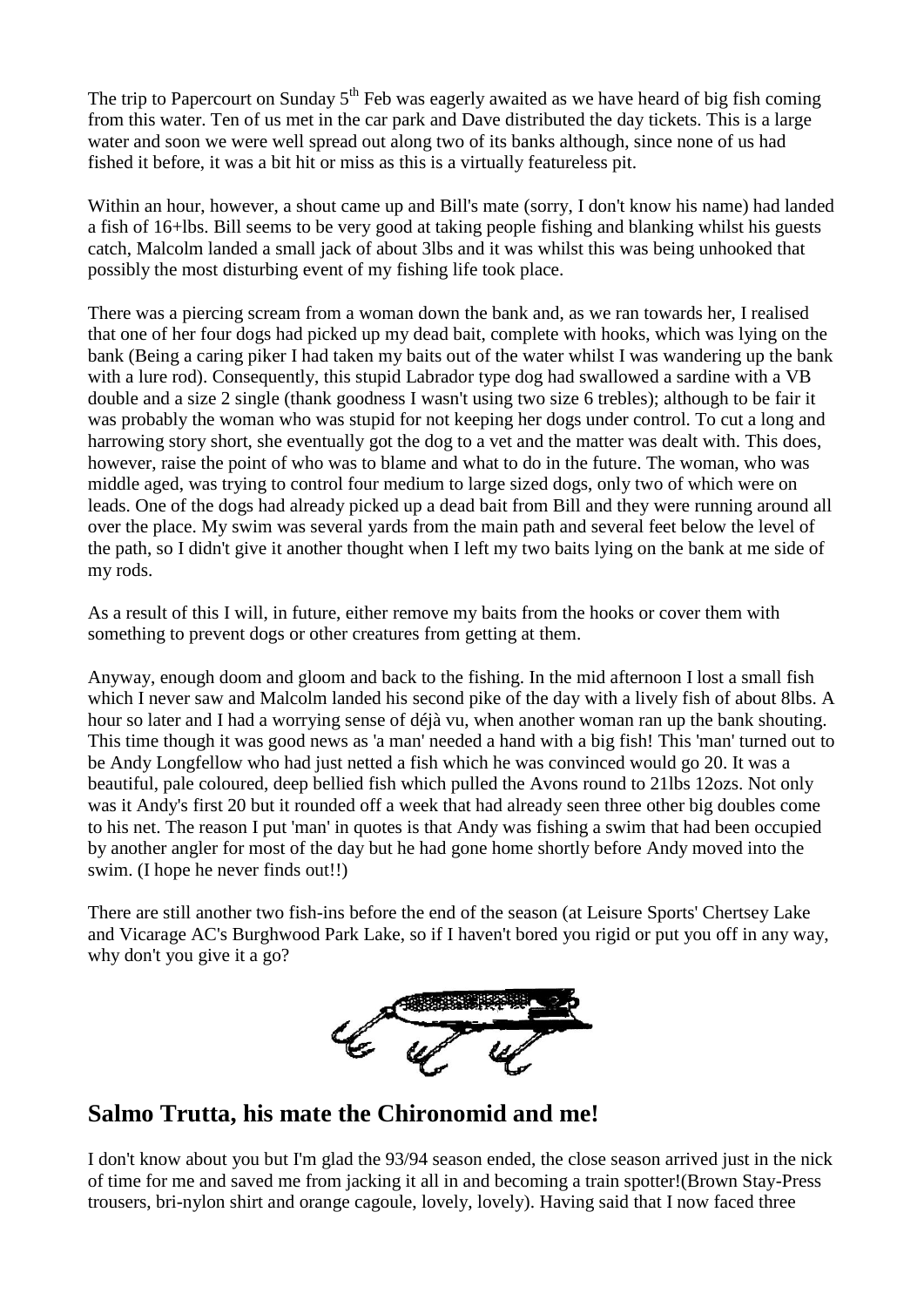The trip to Papercourt on Sunday 5th Feb was eagerly awaited as we have heard of big fish coming from this water. Ten of us met in the car park and Dave distributed the day tickets. This is a large water and soon we were well spread out along two of its banks although, since none of us had fished it before, it was a bit hit or miss as this is a virtually featureless pit.

Within an hour, however, a shout came up and Bill's mate (sorry, I don't know his name) had landed a fish of 16+lbs. Bill seems to be very good at taking people fishing and blanking whilst his guests catch, Malcolm landed a small jack of about 3lbs and it was whilst this was being unhooked that possibly the most disturbing event of my fishing life took place.

There was a piercing scream from a woman down the bank and, as we ran towards her, I realised that one of her four dogs had picked up my dead bait, complete with hooks, which was lying on the bank (Being a caring piker I had taken my baits out of the water whilst I was wandering up the bank with a lure rod). Consequently, this stupid Labrador type dog had swallowed a sardine with a VB double and a size 2 single (thank goodness I wasn't using two size 6 trebles); although to be fair it was probably the woman who was stupid for not keeping her dogs under control. To cut a long and harrowing story short, she eventually got the dog to a vet and the matter was dealt with. This does, however, raise the point of who was to blame and what to do in the future. The woman, who was middle aged, was trying to control four medium to large sized dogs, only two of which were on leads. One of the dogs had already picked up a dead bait from Bill and they were running around all over the place. My swim was several yards from the main path and several feet below the level of the path, so I didn't give it another thought when I left my two baits lying on the bank at me side of my rods.

As a result of this I will, in future, either remove my baits from the hooks or cover them with something to prevent dogs or other creatures from getting at them.

Anyway, enough doom and gloom and back to the fishing. In the mid afternoon I lost a small fish which I never saw and Malcolm landed his second pike of the day with a lively fish of about 8lbs. A hour so later and I had a worrying sense of déjà vu, when another woman ran up the bank shouting. This time though it was good news as 'a man' needed a hand with a big fish! This 'man' turned out to be Andy Longfellow who had just netted a fish which he was convinced would go 20. It was a beautiful, pale coloured, deep bellied fish which pulled the Avons round to 21lbs 12ozs. Not only was it Andy's first 20 but it rounded off a week that had already seen three other big doubles come to his net. The reason I put 'man' in quotes is that Andy was fishing a swim that had been occupied by another angler for most of the day but he had gone home shortly before Andy moved into the swim. (I hope he never finds out!!)

There are still another two fish-ins before the end of the season (at Leisure Sports' Chertsey Lake and Vicarage AC's Burghwood Park Lake, so if I haven't bored you rigid or put you off in any way, why don't you give it a go?

## Salmo Trutta, his mate the Chironomid and me!

I don't know about you but I'm glad the 93/94 season ended, the close season arrived just in the nick of time for me and saved me from jacking it all in and becoming a train spotter!(Brown Stay-Press trousers, bri-nylon shirt and orange cagoule, lovely, lovely). Having said that I now faced three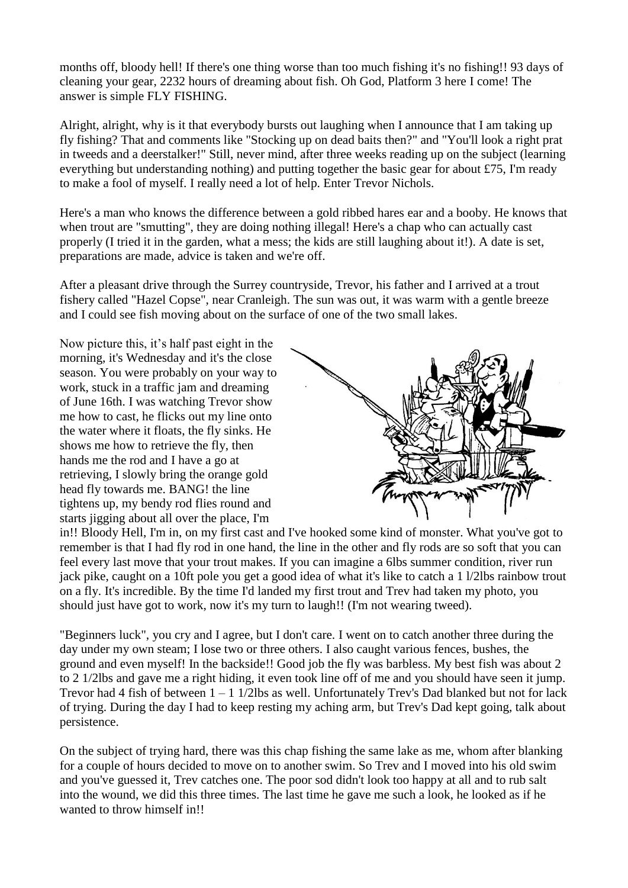months off, bloody hell! If there's one thing worse than too much fishing it's no fishing!! 93 days of cleaning your gear, 2232 hours of dreaming about fish. Oh God, Platform 3 here I come! The answer is simple FLY FISHING.

Alright, alright, why is it that everybody bursts out laughing when I announce that I am taking up fly fishing? That and comments like "Stocking up on dead baits then?" and "You'll look a right prat in tweeds and a deerstalker!" Still, never mind, after three weeks reading up on the subject (learning everything but understanding nothing) and putting together the basic gear for about £75, I'm ready to make a fool of myself. I really need a lot of help. Enter Trevor Nichols.

Here's a man who knows the difference between a gold ribbed hares ear and a booby. He knows that when trout are "smutting", they are doing nothing illegal! Here's a chap who can actually cast properly (I tried it in the garden, what a mess; the kids are still laughing about it!). A date is set, preparations are made, advice is taken and we're off.

After a pleasant drive through the Surrey countryside, Trevor, his father and I arrived at a trout fishery called "Hazel Copse", near Cranleigh. The sun was out, it was warm with a gentle breeze and I could see fish moving about on the surface of one of the two small lakes.

Now picture this, it's half past eight in the morning, it's Wednesday and it's the close season. You were probably on your way to work, stuck in a traffic jam and dreaming of June 16th. I was watching Trevor show me how to cast, he flicks out my line onto the water where it floats, the fly sinks. He shows me how to retrieve the fly, then hands me the rod and I have a go at retrieving, I slowly bring the orange gold head fly towards me. BANG! the line tightens up, my bendy rod flies round and starts jigging about all over the place, I'm in!! Bloody Hell, I'm in, on my first cast and I've hooked some kind of monster. What you've got to remember is that I had fly rod in one hand, the line in the other and fly rods are so soft that you can feel every last move that your trout makes. If you can imagine a 6lbs summer condition, river run jack pike, caught on a 10ft pole you get a good idea of what it's like to catch a 1 l/2lbs rainbow trout on a fly. It's incredible. By the time I'd landed my first trout and Trev had taken my photo, you should just have got to work, now it's my turn to laugh!! (I'm not wearing tweed).

"Beginners luck", you cry and I agree, but I don't care. I went on to catch another three during the day under my own steam; I lose two or three others. I also caught various fences, bushes, the ground and even myself! In the backside!! Good job the fly was barbless. My best fish was about 2 to 2 1/2lbs and gave me a right hiding, it even took line off of me and you should have seen it jump. Trevor had 4 fish of between 1 – 1 1/2lbs as well. Unfortunately Trev's Dad blanked but not for lack of trying. During the day I had to keep resting my aching arm, but Trev's Dad kept going, talk about persistence.

On the subject of trying hard, there was this chap fishing the same lake as me, whom after blanking for a couple of hours decided to move on to another swim. So Trev and I moved into his old swim and you've guessed it, Trev catches one. The poor sod didn't look too happy at all and to rub salt into the wound, we did this three times. The last time he gave me such a look, he looked as if he wanted to throw himself in!!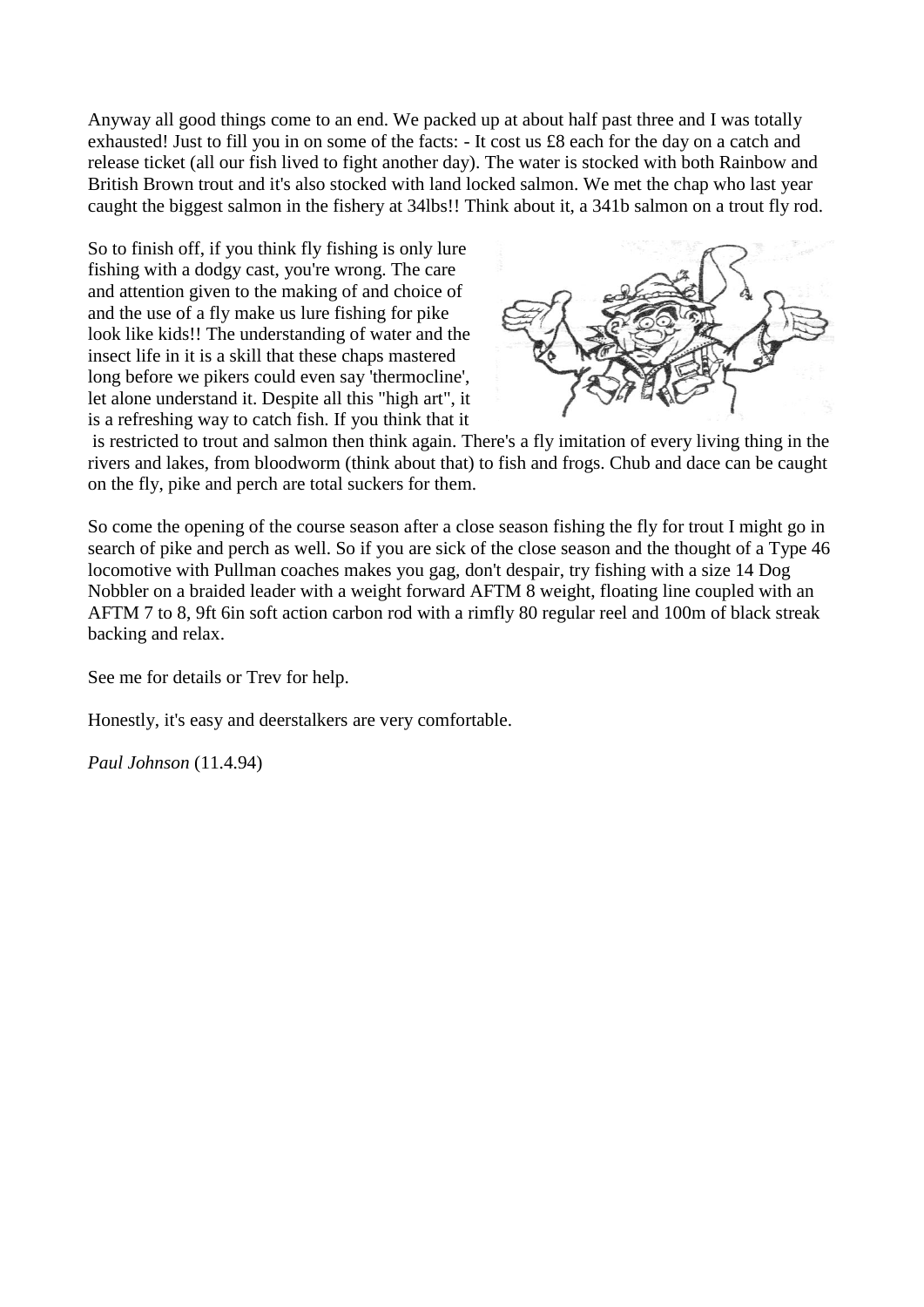Anyway all good things come to an end. We packed up at about half past three and I was totally exhausted! Just to fill you in on some of the facts: - It cost us £8 each for the day on a catch and release ticket (all our fish lived to fight another day). The water is stocked with both Rainbow and British Brown trout and it's also stocked with land locked salmon. We met the chap who last year caught the biggest salmon in the fishery at 34lbs!! Think about it, a 341b salmon on a trout fly rod.

So to finish off, if you think fly fishing is only lure fishing with a dodgy cast, you're wrong. The care and attention given to the making of and choice of and the use of a fly make us lure fishing for pike look like kids!! The understanding of water and the insect life in it is a skill that these chaps mastered long before we pikers could even say 'thermocline', let alone understand it. Despite all this "high art", it is a refreshing way to catch fish. If you think that it is restricted to trout and salmon then think again. There's a fly imitation of every living thing in the rivers and lakes, from bloodworm (think about that) to fish and frogs. Chub and dace can be caught on the fly, pike and perch are total suckers for them.

So come the opening of the course season after a close season fishing the fly for trout I might go in search of pike and perch as well. So if you are sick of the close season and the thought of a Type 46 locomotive with Pullman coaches makes you gag, don't despair, try fishing with a size 14 Dog Nobbler on a braided leader with a weight forward AFTM 8 weight, floating line coupled with an AFTM 7 to 8, 9ft 6in soft action carbon rod with a rimfly 80 regular reel and 100m of black streak backing and relax.

See me for details or Trev for help.

Honestly, it's easy and deerstalkers are very comfortable.

*Paul Johnson* (11.4.94)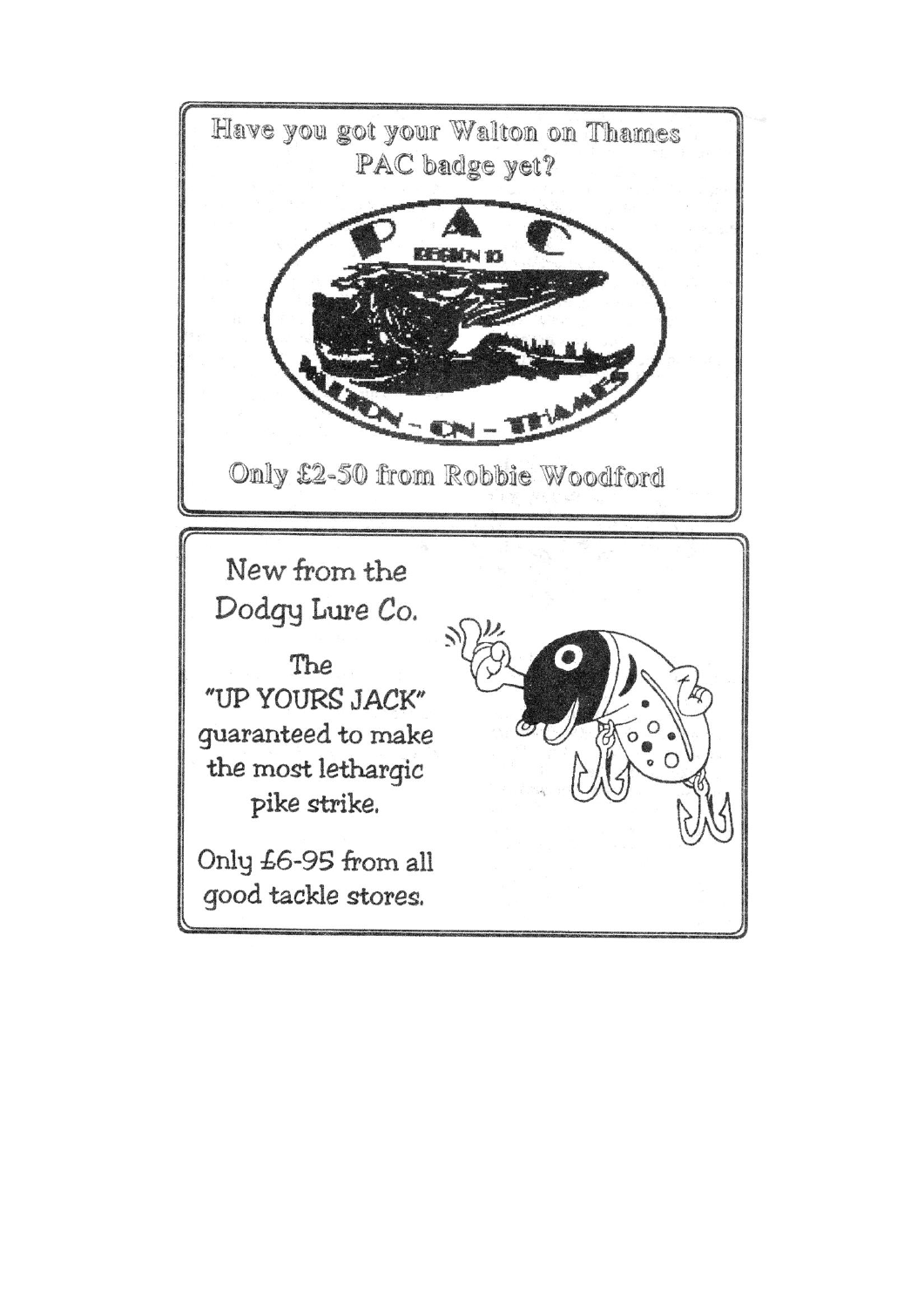Have you got your Walton on Thames PAC badge yet?

Only £2-50 from Robbie Woodford

New from the Dodgy Lure Co.

The "UP YOURS JACK" guaranteed to make the most lethargic pike strike.

Only £6-95 from all good tackle stores.